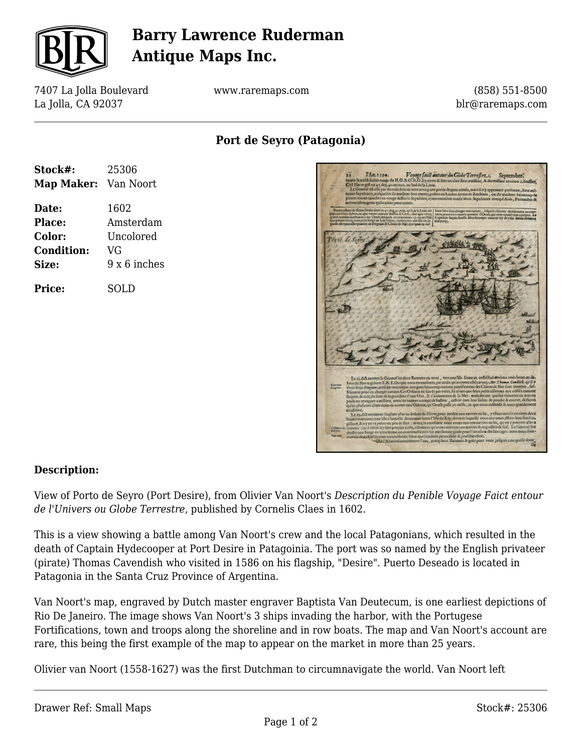# Barry Lawrence Ruderman Antique Maps Inc.

7407 La Jolla Boulevard
La Jolla, CA 92037

www.raremaps.com

(858) 551-8500
blr@raremaps.com

## Port de Seyro (Patagonia)

| | |
|---|---|
| **Stock#:** | 25306 |
| **Map Maker:** | Van Noort |
| **Date:** | 1602 |
| **Place:** | Amsterdam |
| **Color:** | Uncolored |
| **Condition:** | VG |
| **Size:** | 9 x 6 inches |
| **Price:** | SOLD |

### Description:

View of Porto de Seyro (Port Desire), from Olivier Van Noort's *Description du Penible Voyage Faict entour de l'Univers ou Globe Terrestre*, published by Cornelis Claes in 1602.

This is a view showing a battle among Van Noort's crew and the local Patagonians, which resulted in the death of Captain Hydecooper at Port Desire in Patagoinia. The port was so named by the English privateer (pirate) Thomas Cavendish who visited in 1586 on his flagship, "Desire". Puerto Deseado is located in Patagonia in the Santa Cruz Province of Argentina.

Van Noort's map, engraved by Dutch master engraver Baptista Van Deutecum, is one earliest depictions of Rio De Janeiro. The image shows Van Noort's 3 ships invading the harbor, with the Portugese Fortifications, town and troops along the shoreline and in row boats. The map and Van Noort's account are rare, this being the first example of the map to appear on the market in more than 25 years.

Olivier van Noort (1558-1627) was the first Dutchman to circumnavigate the world. Van Noort left

Drawer Ref: Small Maps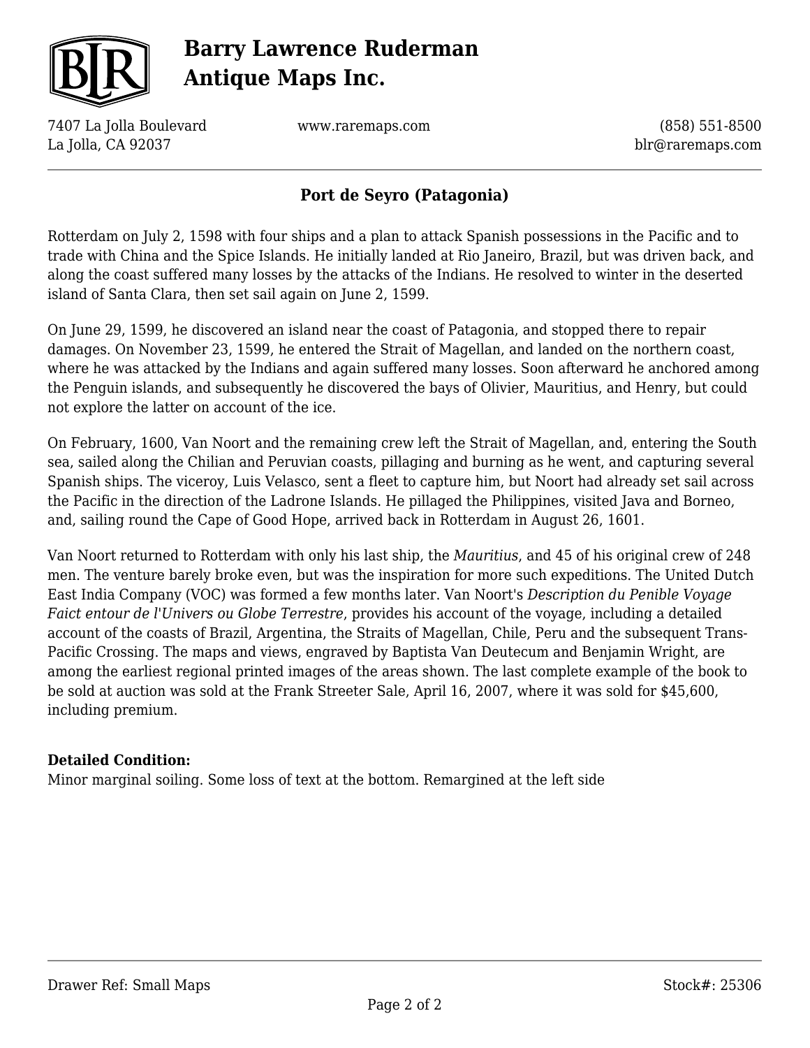## Port de Seyro (Patagonia)

Rotterdam on July 2, 1598 with four ships and a plan to attack Spanish possessions in the Pacific and to trade with China and the Spice Islands. He initially landed at Rio Janeiro, Brazil, but was driven back, and along the coast suffered many losses by the attacks of the Indians. He resolved to winter in the deserted island of Santa Clara, then set sail again on June 2, 1599.

On June 29, 1599, he discovered an island near the coast of Patagonia, and stopped there to repair damages. On November 23, 1599, he entered the Strait of Magellan, and landed on the northern coast, where he was attacked by the Indians and again suffered many losses. Soon afterward he anchored among the Penguin islands, and subsequently he discovered the bays of Olivier, Mauritius, and Henry, but could not explore the latter on account of the ice.

On February, 1600, Van Noort and the remaining crew left the Strait of Magellan, and, entering the South sea, sailed along the Chilian and Peruvian coasts, pillaging and burning as he went, and capturing several Spanish ships. The viceroy, Luis Velasco, sent a fleet to capture him, but Noort had already set sail across the Pacific in the direction of the Ladrone Islands. He pillaged the Philippines, visited Java and Borneo, and, sailing round the Cape of Good Hope, arrived back in Rotterdam in August 26, 1601.

Van Noort returned to Rotterdam with only his last ship, the *Mauritius*, and 45 of his original crew of 248 men. The venture barely broke even, but was the inspiration for more such expeditions. The United Dutch East India Company (VOC) was formed a few months later. Van Noort's *Description du Penible Voyage Faict entour de l'Univers ou Globe Terrestre*, provides his account of the voyage, including a detailed account of the coasts of Brazil, Argentina, the Straits of Magellan, Chile, Peru and the subsequent Trans-Pacific Crossing. The maps and views, engraved by Baptista Van Deutecum and Benjamin Wright, are among the earliest regional printed images of the areas shown. The last complete example of the book to be sold at auction was sold at the Frank Streeter Sale, April 16, 2007, where it was sold for $45,600, including premium.

**Detailed Condition:**

Minor marginal soiling. Some loss of text at the bottom. Remargined at the left side

Drawer Ref: Small Maps

Stock#: 25306